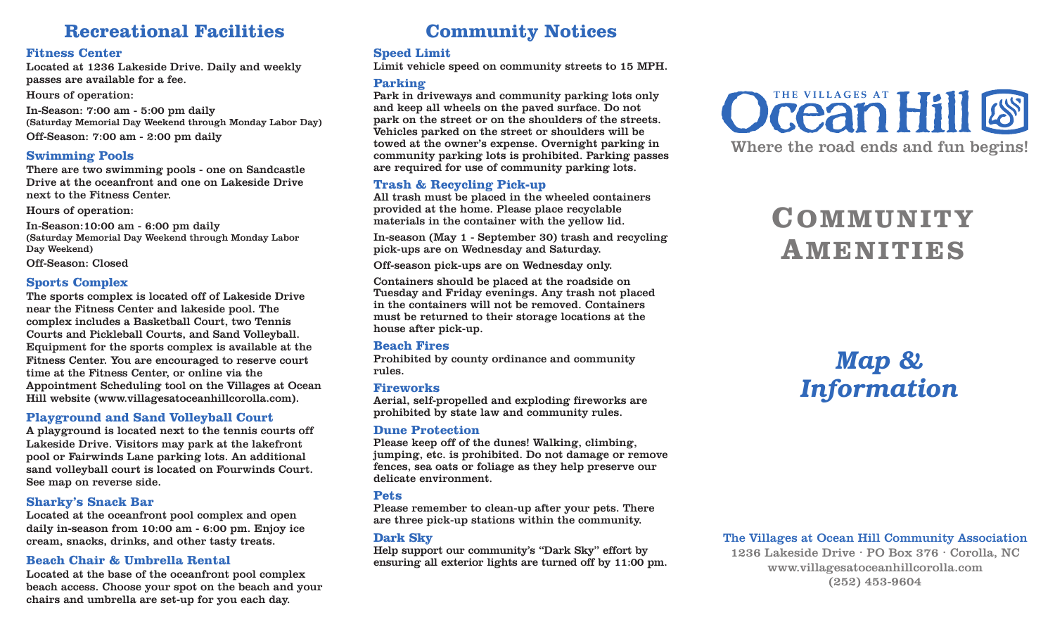## Recreational Facilities

### Fitness Center

Located at 1236 Lakeside Drive. Daily and weekly passes are available for a fee.

Hours of operation:

In-Season: 7:00 am - 5:00 pm daily
(Saturday Memorial Day Weekend through Monday Labor Day)

Off-Season: 7:00 am - 2:00 pm daily

### Swimming Pools

There are two swimming pools - one on Sandcastle Drive at the oceanfront and one on Lakeside Drive next to the Fitness Center.

Hours of operation:

In-Season:10:00 am - 6:00 pm daily
(Saturday Memorial Day Weekend through Monday Labor Day Weekend)

Off-Season: Closed

### Sports Complex

The sports complex is located off of Lakeside Drive near the Fitness Center and lakeside pool. The complex includes a Basketball Court, two Tennis Courts and Pickleball Courts, and Sand Volleyball. Equipment for the sports complex is available at the Fitness Center. You are encouraged to reserve court time at the Fitness Center, or online via the Appointment Scheduling tool on the Villages at Ocean Hill website (www.villagesatoceanhillcorolla.com).

### Playground and Sand Volleyball Court

A playground is located next to the tennis courts off Lakeside Drive. Visitors may park at the lakefront pool or Fairwinds Lane parking lots. An additional sand volleyball court is located on Fourwinds Court. See map on reverse side.

### Sharky's Snack Bar

Located at the oceanfront pool complex and open daily in-season from 10:00 am - 6:00 pm. Enjoy ice cream, snacks, drinks, and other tasty treats.

### Beach Chair & Umbrella Rental

Located at the base of the oceanfront pool complex beach access. Choose your spot on the beach and your chairs and umbrella are set-up for you each day.

## Community Notices

### Speed Limit

Limit vehicle speed on community streets to 15 MPH.

### Parking

Park in driveways and community parking lots only and keep all wheels on the paved surface. Do not park on the street or on the shoulders of the streets. Vehicles parked on the street or shoulders will be towed at the owner's expense. Overnight parking in community parking lots is prohibited. Parking passes are required for use of community parking lots.

### Trash & Recycling Pick-up

All trash must be placed in the wheeled containers provided at the home. Please place recyclable materials in the container with the yellow lid.

In-season (May 1 - September 30) trash and recycling pick-ups are on Wednesday and Saturday.

Off-season pick-ups are on Wednesday only.

Containers should be placed at the roadside on Tuesday and Friday evenings. Any trash not placed in the containers will not be removed. Containers must be returned to their storage locations at the house after pick-up.

### Beach Fires

Prohibited by county ordinance and community rules.

### Fireworks

Aerial, self-propelled and exploding fireworks are prohibited by state law and community rules.

### Dune Protection

Please keep off of the dunes! Walking, climbing, jumping, etc. is prohibited. Do not damage or remove fences, sea oats or foliage as they help preserve our delicate environment.

### Pets

Please remember to clean-up after your pets. There are three pick-up stations within the community.

### Dark Sky

Help support our community's "Dark Sky" effort by ensuring all exterior lights are turned off by 11:00 pm.

THE VILLAGES AT Ocean Hill

Where the road ends and fun begins!

# COMMUNITY AMENITIES

## *Map & Information*

**The Villages at Ocean Hill Community Association**
1236 Lakeside Drive · PO Box 376 · Corolla, NC
www.villagesatoceanhillcorolla.com
(252) 453-9604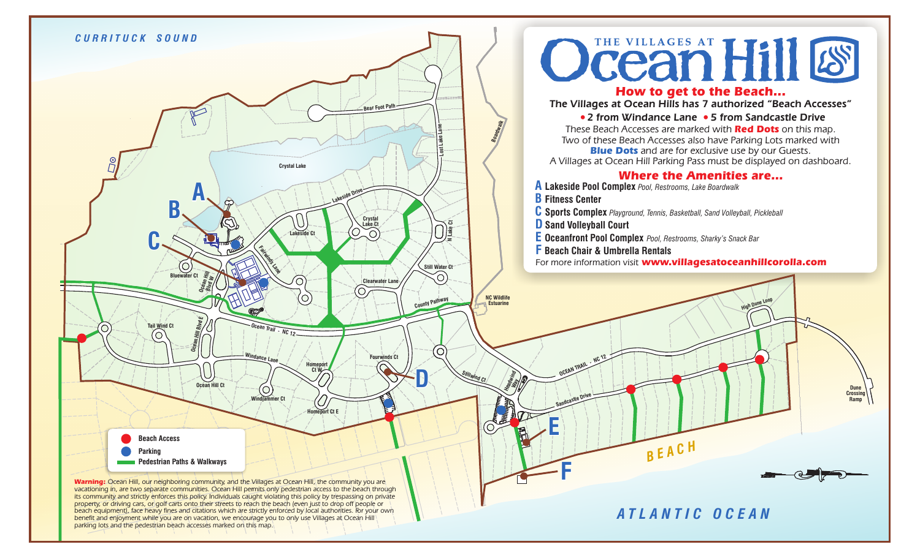# THE VILLAGES AT Ocean Hill

## How to get to the Beach...

**The Villages at Ocean Hills has 7 authorized "Beach Accesses"**

**• 2 from Windance Lane • 5 from Sandcastle Drive**

These Beach Accesses are marked with **Red Dots** on this map.
Two of these Beach Accesses also have Parking Lots marked with **Blue Dots** and are for exclusive use by our Guests.
A Villages at Ocean Hill Parking Pass must be displayed on dashboard.

## Where the Amenities are...

**A Lakeside Pool Complex** *Pool, Restrooms, Lake Boardwalk*
**B Fitness Center**
**C Sports Complex** *Playground, Tennis, Basketball, Sand Volleyball, Pickleball*
**D Sand Volleyball Court**
**E Oceanfront Pool Complex** *Pool, Restrooms, Sharky's Snack Bar*
**F Beach Chair & Umbrella Rentals**

For more information visit **www.villagesatoceanhillcorolla.com**

CURRITUCK SOUND

Crystal Lake
Bear Foot Path
Lost Lake Lane
Boardwalk
Lakeside Drive
Crystal Lake Ct
Lakeside Ct
N Lake Ct
Fairwinds Lane
Bluewater Ct
Ocean Hill Blvd W
Still Water Ct
Clearwater Lane
County Pathway
NC Wildlife Estuarine
Tail Wind Ct
Ocean Hill Blvd E
Ocean Trail - NC 12
Windance Lane
Homeport Ct W
Fourwinds Ct
Ocean Hill Ct
Windjammer Ct
Homeport Ct E
Stillwind Ct
Headwind Way
OCEAN TRAIL - NC 12
Sandcastle Drive
High Dune Loop
Dune Crossing Ramp
BEACH
ATLANTIC OCEAN

- Beach Access
- Parking
- Pedestrian Paths & Walkways

**Warning:** Ocean Hill, our neighboring community, and the Villages at Ocean Hill, the community you are vacationing in, are two separate communities. Ocean Hill permits only pedestrian access to the beach through its community and strictly enforces this policy. Individuals caught violating this policy by trespassing on private property, or driving cars, or golf carts onto their streets to reach the beach (even just to drop off people or beach equipment), face heavy fines and citations which are strictly enforced by local authorities. For your own benefit and enjoyment while you are on vacation, we encourage you to only use Villages at Ocean Hill parking lots and the pedestrian beach accesses marked on this map.